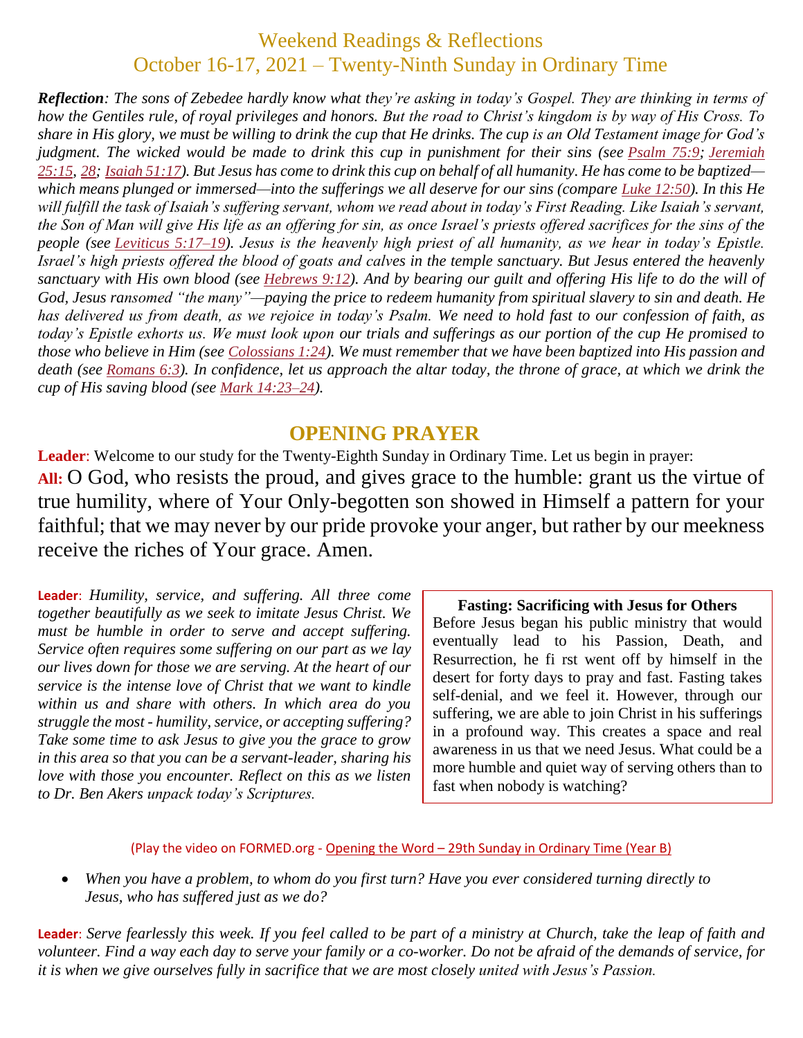# Weekend Readings & Reflections
## October 16-17, 2021 – Twenty-Ninth Sunday in Ordinary Time

***Reflection**: The sons of Zebedee hardly know what they're asking in today's Gospel. They are thinking in terms of how the Gentiles rule, of royal privileges and honors. But the road to Christ's kingdom is by way of His Cross. To share in His glory, we must be willing to drink the cup that He drinks. The cup is an Old Testament image for God's judgment. The wicked would be made to drink this cup in punishment for their sins (see Psalm 75:9; Jeremiah 25:15, 28; Isaiah 51:17). But Jesus has come to drink this cup on behalf of all humanity. He has come to be baptized—which means plunged or immersed—into the sufferings we all deserve for our sins (compare Luke 12:50). In this He will fulfill the task of Isaiah's suffering servant, whom we read about in today's First Reading. Like Isaiah's servant, the Son of Man will give His life as an offering for sin, as once Israel's priests offered sacrifices for the sins of the people (see Leviticus 5:17–19). Jesus is the heavenly high priest of all humanity, as we hear in today's Epistle. Israel's high priests offered the blood of goats and calves in the temple sanctuary. But Jesus entered the heavenly sanctuary with His own blood (see Hebrews 9:12). And by bearing our guilt and offering His life to do the will of God, Jesus ransomed "the many"—paying the price to redeem humanity from spiritual slavery to sin and death. He has delivered us from death, as we rejoice in today's Psalm. We need to hold fast to our confession of faith, as today's Epistle exhorts us. We must look upon our trials and sufferings as our portion of the cup He promised to those who believe in Him (see Colossians 1:24). We must remember that we have been baptized into His passion and death (see Romans 6:3). In confidence, let us approach the altar today, the throne of grace, at which we drink the cup of His saving blood (see Mark 14:23–24).*

## OPENING PRAYER

**Leader**: Welcome to our study for the Twenty-Eighth Sunday in Ordinary Time. Let us begin in prayer:

**All:** O God, who resists the proud, and gives grace to the humble: grant us the virtue of true humility, where of Your Only-begotten son showed in Himself a pattern for your faithful; that we may never by our pride provoke your anger, but rather by our meekness receive the riches of Your grace. Amen.

**Leader**: *Humility, service, and suffering. All three come together beautifully as we seek to imitate Jesus Christ. We must be humble in order to serve and accept suffering. Service often requires some suffering on our part as we lay our lives down for those we are serving. At the heart of our service is the intense love of Christ that we want to kindle within us and share with others. In which area do you struggle the most - humility, service, or accepting suffering? Take some time to ask Jesus to give you the grace to grow in this area so that you can be a servant-leader, sharing his love with those you encounter. Reflect on this as we listen to Dr. Ben Akers unpack today's Scriptures.*

> **Fasting: Sacrificing with Jesus for Others**
> Before Jesus began his public ministry that would eventually lead to his Passion, Death, and Resurrection, he fi rst went off by himself in the desert for forty days to pray and fast. Fasting takes self-denial, and we feel it. However, through our suffering, we are able to join Christ in his sufferings in a profound way. This creates a space and real awareness in us that we need Jesus. What could be a more humble and quiet way of serving others than to fast when nobody is watching?

(Play the video on FORMED.org - Opening the Word – 29th Sunday in Ordinary Time (Year B)

- *When you have a problem, to whom do you first turn? Have you ever considered turning directly to Jesus, who has suffered just as we do?*

**Leader**: *Serve fearlessly this week. If you feel called to be part of a ministry at Church, take the leap of faith and volunteer. Find a way each day to serve your family or a co-worker. Do not be afraid of the demands of service, for it is when we give ourselves fully in sacrifice that we are most closely united with Jesus's Passion.*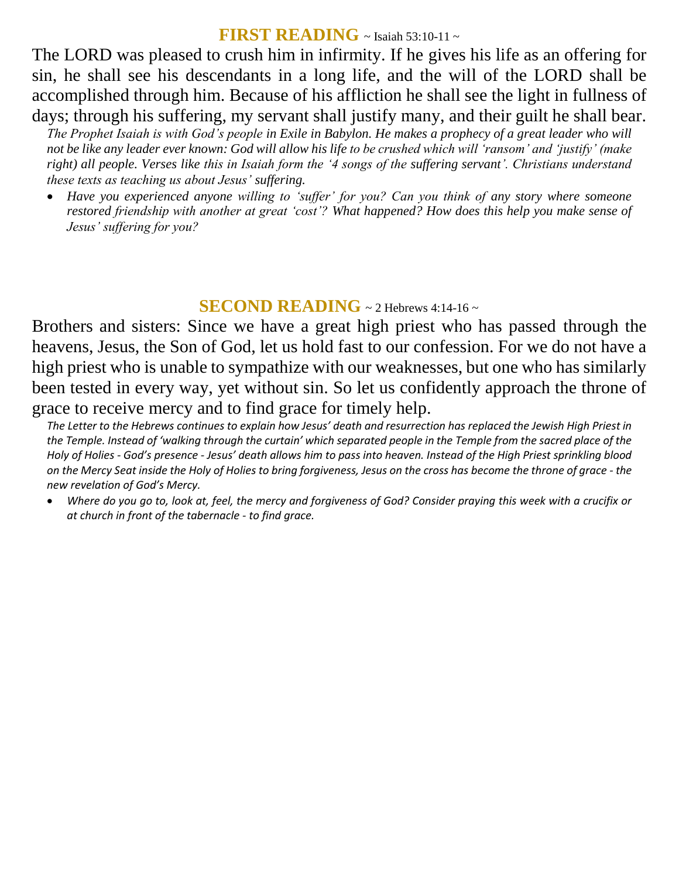## **FIRST READING** ~ Isaiah 53:10-11 ~

The LORD was pleased to crush him in infirmity. If he gives his life as an offering for sin, he shall see his descendants in a long life, and the will of the LORD shall be accomplished through him. Because of his affliction he shall see the light in fullness of days; through his suffering, my servant shall justify many, and their guilt he shall bear.

*The Prophet Isaiah is with God's people in Exile in Babylon. He makes a prophecy of a great leader who will not be like any leader ever known: God will allow his life to be crushed which will 'ransom' and 'justify' (make right) all people. Verses like this in Isaiah form the '4 songs of the suffering servant'. Christians understand these texts as teaching us about Jesus' suffering.*

- *Have you experienced anyone willing to 'suffer' for you? Can you think of any story where someone restored friendship with another at great 'cost'? What happened? How does this help you make sense of Jesus' suffering for you?*

## **SECOND READING** ~ 2 Hebrews 4:14-16 ~

Brothers and sisters: Since we have a great high priest who has passed through the heavens, Jesus, the Son of God, let us hold fast to our confession. For we do not have a high priest who is unable to sympathize with our weaknesses, but one who has similarly been tested in every way, yet without sin. So let us confidently approach the throne of grace to receive mercy and to find grace for timely help.

*The Letter to the Hebrews continues to explain how Jesus' death and resurrection has replaced the Jewish High Priest in the Temple. Instead of 'walking through the curtain' which separated people in the Temple from the sacred place of the Holy of Holies - God's presence - Jesus' death allows him to pass into heaven. Instead of the High Priest sprinkling blood on the Mercy Seat inside the Holy of Holies to bring forgiveness, Jesus on the cross has become the throne of grace - the new revelation of God's Mercy.*

- *Where do you go to, look at, feel, the mercy and forgiveness of God? Consider praying this week with a crucifix or at church in front of the tabernacle - to find grace.*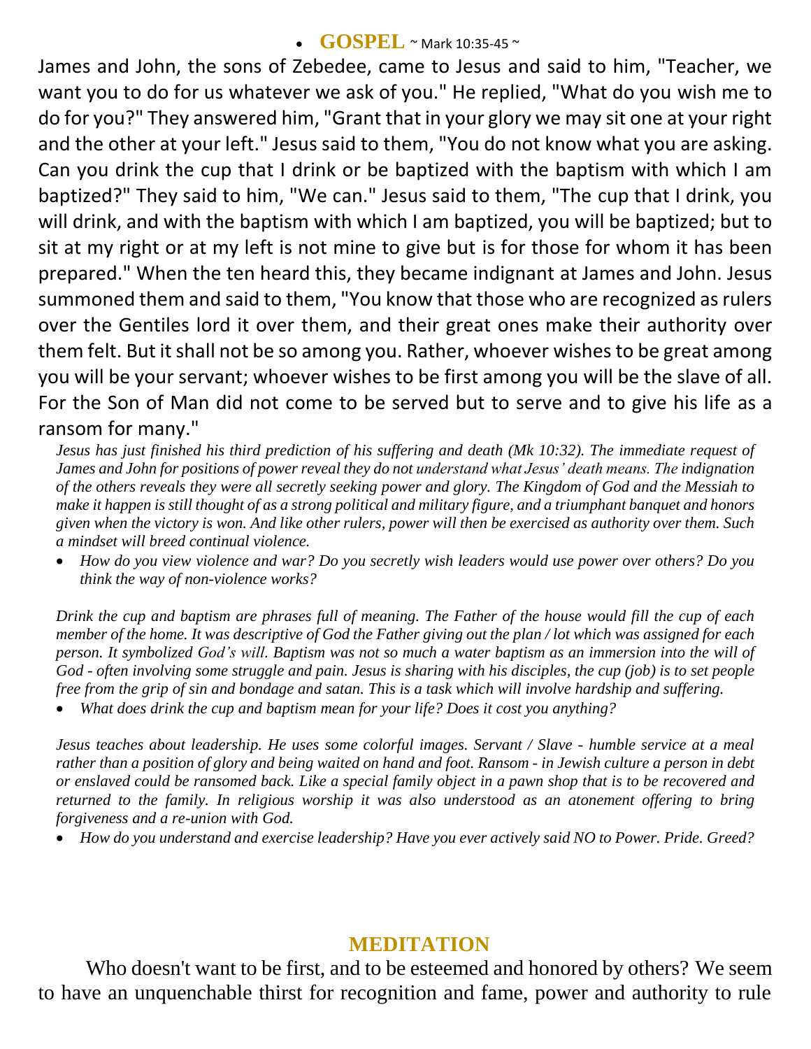- **GOSPEL** ~ Mark 10:35-45 ~

James and John, the sons of Zebedee, came to Jesus and said to him, "Teacher, we want you to do for us whatever we ask of you." He replied, "What do you wish me to do for you?" They answered him, "Grant that in your glory we may sit one at your right and the other at your left." Jesus said to them, "You do not know what you are asking. Can you drink the cup that I drink or be baptized with the baptism with which I am baptized?" They said to him, "We can." Jesus said to them, "The cup that I drink, you will drink, and with the baptism with which I am baptized, you will be baptized; but to sit at my right or at my left is not mine to give but is for those for whom it has been prepared." When the ten heard this, they became indignant at James and John. Jesus summoned them and said to them, "You know that those who are recognized as rulers over the Gentiles lord it over them, and their great ones make their authority over them felt. But it shall not be so among you. Rather, whoever wishes to be great among you will be your servant; whoever wishes to be first among you will be the slave of all. For the Son of Man did not come to be served but to serve and to give his life as a ransom for many."

*Jesus has just finished his third prediction of his suffering and death (Mk 10:32). The immediate request of James and John for positions of power reveal they do not understand what Jesus' death means. The indignation of the others reveals they were all secretly seeking power and glory. The Kingdom of God and the Messiah to make it happen is still thought of as a strong political and military figure, and a triumphant banquet and honors given when the victory is won. And like other rulers, power will then be exercised as authority over them. Such a mindset will breed continual violence.*

- *How do you view violence and war? Do you secretly wish leaders would use power over others? Do you think the way of non-violence works?*

*Drink the cup and baptism are phrases full of meaning. The Father of the house would fill the cup of each member of the home. It was descriptive of God the Father giving out the plan / lot which was assigned for each person. It symbolized God's will. Baptism was not so much a water baptism as an immersion into the will of God - often involving some struggle and pain. Jesus is sharing with his disciples, the cup (job) is to set people free from the grip of sin and bondage and satan. This is a task which will involve hardship and suffering.*

- *What does drink the cup and baptism mean for your life? Does it cost you anything?*

*Jesus teaches about leadership. He uses some colorful images. Servant / Slave - humble service at a meal rather than a position of glory and being waited on hand and foot. Ransom - in Jewish culture a person in debt or enslaved could be ransomed back. Like a special family object in a pawn shop that is to be recovered and returned to the family. In religious worship it was also understood as an atonement offering to bring forgiveness and a re-union with God.*

- *How do you understand and exercise leadership? Have you ever actively said NO to Power. Pride. Greed?*

## MEDITATION

Who doesn't want to be first, and to be esteemed and honored by others? We seem to have an unquenchable thirst for recognition and fame, power and authority to rule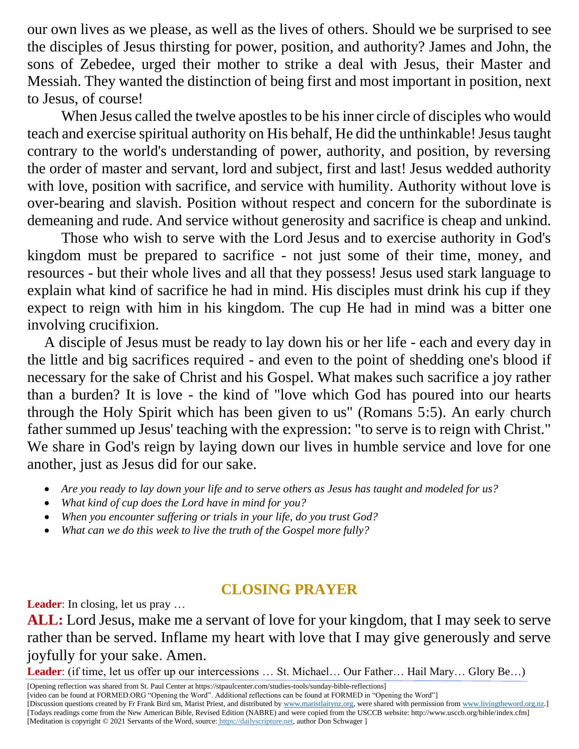our own lives as we please, as well as the lives of others. Should we be surprised to see the disciples of Jesus thirsting for power, position, and authority? James and John, the sons of Zebedee, urged their mother to strike a deal with Jesus, their Master and Messiah. They wanted the distinction of being first and most important in position, next to Jesus, of course!

When Jesus called the twelve apostles to be his inner circle of disciples who would teach and exercise spiritual authority on His behalf, He did the unthinkable! Jesus taught contrary to the world's understanding of power, authority, and position, by reversing the order of master and servant, lord and subject, first and last! Jesus wedded authority with love, position with sacrifice, and service with humility. Authority without love is over-bearing and slavish. Position without respect and concern for the subordinate is demeaning and rude. And service without generosity and sacrifice is cheap and unkind.

Those who wish to serve with the Lord Jesus and to exercise authority in God's kingdom must be prepared to sacrifice - not just some of their time, money, and resources - but their whole lives and all that they possess! Jesus used stark language to explain what kind of sacrifice he had in mind. His disciples must drink his cup if they expect to reign with him in his kingdom. The cup He had in mind was a bitter one involving crucifixion.

A disciple of Jesus must be ready to lay down his or her life - each and every day in the little and big sacrifices required - and even to the point of shedding one's blood if necessary for the sake of Christ and his Gospel. What makes such sacrifice a joy rather than a burden? It is love - the kind of "love which God has poured into our hearts through the Holy Spirit which has been given to us" (Romans 5:5). An early church father summed up Jesus' teaching with the expression: "to serve is to reign with Christ." We share in God's reign by laying down our lives in humble service and love for one another, just as Jesus did for our sake.

- *Are you ready to lay down your life and to serve others as Jesus has taught and modeled for us?*
- *What kind of cup does the Lord have in mind for you?*
- *When you encounter suffering or trials in your life, do you trust God?*
- *What can we do this week to live the truth of the Gospel more fully?*

## CLOSING PRAYER

**Leader**: In closing, let us pray …

**ALL:** Lord Jesus, make me a servant of love for your kingdom, that I may seek to serve rather than be served. Inflame my heart with love that I may give generously and serve joyfully for your sake. Amen.

**Leader**: (if time, let us offer up our intercessions … St. Michael… Our Father… Hail Mary… Glory Be…)

[Opening reflection was shared from St. Paul Center at https://stpaulcenter.com/studies-tools/sunday-bible-reflections]
[video can be found at FORMED.ORG "Opening the Word". Additional reflections can be found at FORMED in "Opening the Word"]
[Discussion questions created by Fr Frank Bird sm, Marist Priest, and distributed by www.maristlaitynz.org, were shared with permission from www.livingtheword.org.nz.]
[Todays readings come from the New American Bible, Revised Edition (NABRE) and were copied from the USCCB website: http://www.usccb.org/bible/index.cfm]
[Meditation is copyright © 2021 Servants of the Word, source: https://dailyscripture.net, author Don Schwager ]